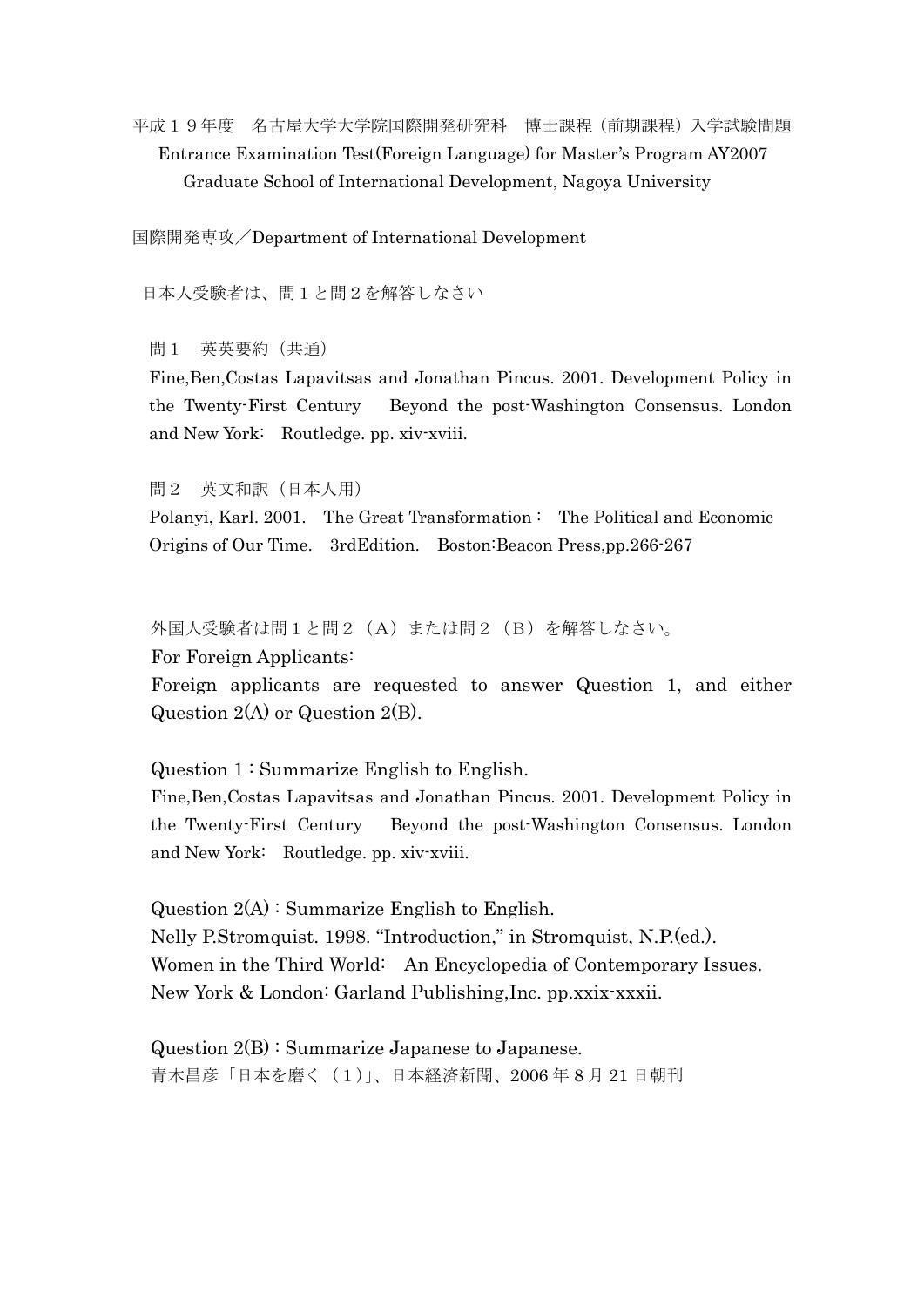平成１９年度　名古屋大学大学院国際開発研究科　博士課程（前期課程）入学試験問題
Entrance Examination Test(Foreign Language) for Master's Program AY2007
Graduate School of International Development, Nagoya University

国際開発専攻／Department of International Development

日本人受験者は、問１と問２を解答しなさい

問１　英英要約（共通）

Fine,Ben,Costas Lapavitsas and Jonathan Pincus. 2001. Development Policy in the Twenty-First Century　Beyond the post-Washington Consensus. London and New York:　Routledge. pp. xiv-xviii.

問２　英文和訳（日本人用）

Polanyi, Karl. 2001.　The Great Transformation：　The Political and Economic Origins of Our Time.　3rdEdition.　Boston:Beacon Press,pp.266-267

外国人受験者は問１と問２（A）または問２（B）を解答しなさい。

For Foreign Applicants:

Foreign applicants are requested to answer Question 1, and either Question 2(A) or Question 2(B).

Question 1 : Summarize English to English.

Fine,Ben,Costas Lapavitsas and Jonathan Pincus. 2001. Development Policy in the Twenty-First Century　Beyond the post-Washington Consensus. London and New York:　Routledge. pp. xiv-xviii.

Question 2(A) : Summarize English to English.

Nelly P.Stromquist. 1998. "Introduction," in Stromquist, N.P.(ed.).
Women in the Third World:　An Encyclopedia of Contemporary Issues.
New York & London: Garland Publishing,Inc. pp.xxix-xxxii.

Question 2(B) : Summarize Japanese to Japanese.

青木昌彦「日本を磨く（１）」、日本経済新聞、2006 年 8 月 21 日朝刊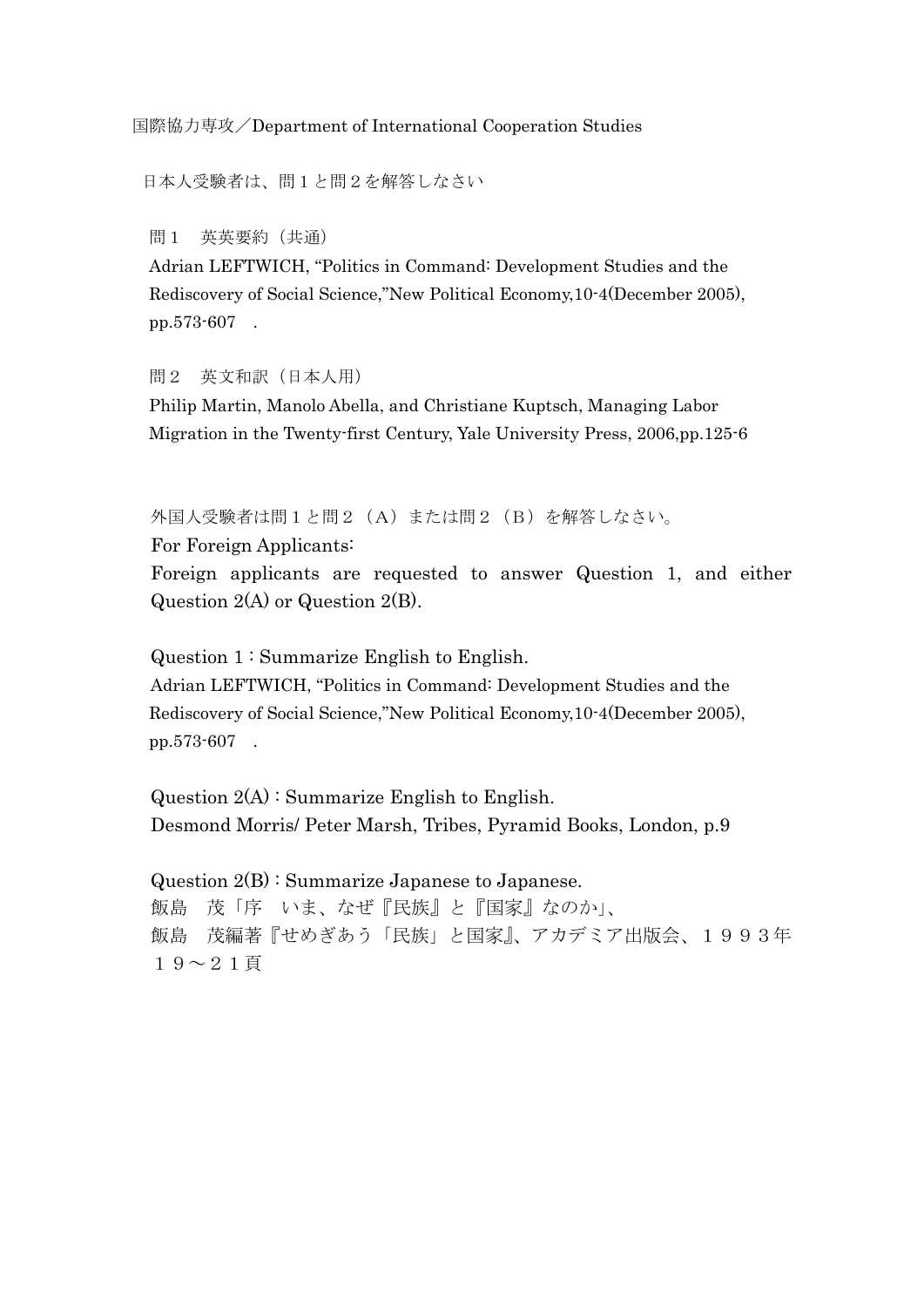国際協力専攻／Department of International Cooperation Studies

日本人受験者は、問１と問２を解答しなさい

問１　英英要約（共通）

Adrian LEFTWICH, "Politics in Command: Development Studies and the Rediscovery of Social Science,"New Political Economy,10-4(December 2005), pp.573-607　.

問２　英文和訳（日本人用）

Philip Martin, Manolo Abella, and Christiane Kuptsch, Managing Labor Migration in the Twenty-first Century, Yale University Press, 2006,pp.125-6

外国人受験者は問１と問２（A）または問２（B）を解答しなさい。

For Foreign Applicants:

Foreign applicants are requested to answer Question 1, and either Question 2(A) or Question 2(B).

Question 1 : Summarize English to English.

Adrian LEFTWICH, "Politics in Command: Development Studies and the Rediscovery of Social Science,"New Political Economy,10-4(December 2005), pp.573-607　.

Question 2(A) : Summarize English to English.

Desmond Morris/ Peter Marsh, Tribes, Pyramid Books, London, p.9

Question 2(B) : Summarize Japanese to Japanese.

飯島　茂「序　いま、なぜ『民族』と『国家』なのか」、

飯島　茂編著『せめぎあう「民族」と国家』、アカデミア出版会、１９９３年１９～２１頁